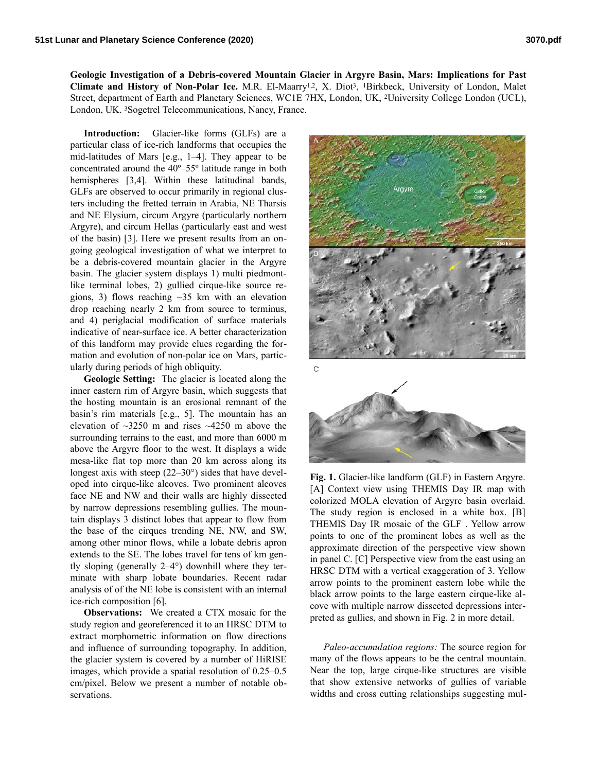**Geologic Investigation of a Debris-covered Mountain Glacier in Argyre Basin, Mars: Implications for Past Climate and History of Non-Polar Ice.** M.R. El-Maarry[1,2], X. Diot[3], [1]Birkbeck, University of London, Malet Street, department of Earth and Planetary Sciences, WC1E 7HX, London, UK, [2]University College London (UCL), London, UK. [3]Sogetrel Telecommunications, Nancy, France.

**Introduction:** Glacier-like forms (GLFs) are a particular class of ice-rich landforms that occupies the mid-latitudes of Mars [e.g., 1–4]. They appear to be concentrated around the 40º–55º latitude range in both hemispheres [3,4]. Within these latitudinal bands, GLFs are observed to occur primarily in regional clusters including the fretted terrain in Arabia, NE Tharsis and NE Elysium, circum Argyre (particularly northern Argyre), and circum Hellas (particularly east and west of the basin) [3]. Here we present results from an ongoing geological investigation of what we interpret to be a debris-covered mountain glacier in the Argyre basin. The glacier system displays 1) multi piedmont-like terminal lobes, 2) gullied cirque-like source regions, 3) flows reaching ~35 km with an elevation drop reaching nearly 2 km from source to terminus, and 4) periglacial modification of surface materials indicative of near-surface ice. A better characterization of this landform may provide clues regarding the formation and evolution of non-polar ice on Mars, particularly during periods of high obliquity.

**Geologic Setting:** The glacier is located along the inner eastern rim of Argyre basin, which suggests that the hosting mountain is an erosional remnant of the basin's rim materials [e.g., 5]. The mountain has an elevation of ~3250 m and rises ~4250 m above the surrounding terrains to the east, and more than 6000 m above the Argyre floor to the west. It displays a wide mesa-like flat top more than 20 km across along its longest axis with steep (22–30°) sides that have developed into cirque-like alcoves. Two prominent alcoves face NE and NW and their walls are highly dissected by narrow depressions resembling gullies. The mountain displays 3 distinct lobes that appear to flow from the base of the cirques trending NE, NW, and SW, among other minor flows, while a lobate debris apron extends to the SE. The lobes travel for tens of km gently sloping (generally 2–4°) downhill where they terminate with sharp lobate boundaries. Recent radar analysis of of the NE lobe is consistent with an internal ice-rich composition [6].

**Observations:** We created a CTX mosaic for the study region and georeferenced it to an HRSC DTM to extract morphometric information on flow directions and influence of surrounding topography. In addition, the glacier system is covered by a number of HiRISE images, which provide a spatial resolution of 0.25–0.5 cm/pixel. Below we present a number of notable observations.

**Fig. 1.** Glacier-like landform (GLF) in Eastern Argyre. [A] Context view using THEMIS Day IR map with colorized MOLA elevation of Argyre basin overlaid. The study region is enclosed in a white box. [B] THEMIS Day IR mosaic of the GLF . Yellow arrow points to one of the prominent lobes as well as the approximate direction of the perspective view shown in panel C. [C] Perspective view from the east using an HRSC DTM with a vertical exaggeration of 3. Yellow arrow points to the prominent eastern lobe while the black arrow points to the large eastern cirque-like alcove with multiple narrow dissected depressions interpreted as gullies, and shown in Fig. 2 in more detail.

*Paleo-accumulation regions:* The source region for many of the flows appears to be the central mountain. Near the top, large cirque-like structures are visible that show extensive networks of gullies of variable widths and cross cutting relationships suggesting mul-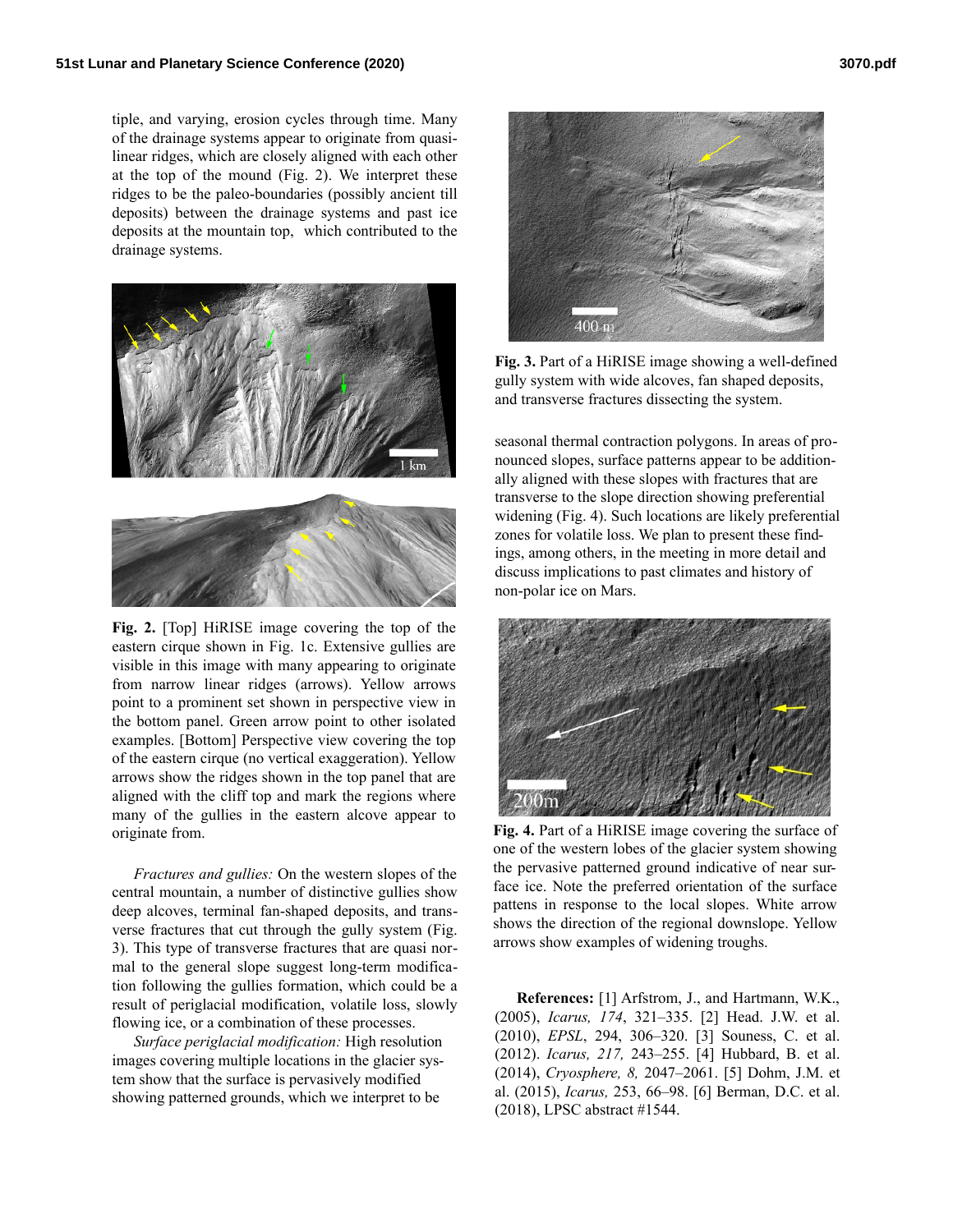tiple, and varying, erosion cycles through time. Many of the drainage systems appear to originate from quasi-linear ridges, which are closely aligned with each other at the top of the mound (Fig. 2). We interpret these ridges to be the paleo-boundaries (possibly ancient till deposits) between the drainage systems and past ice deposits at the mountain top, which contributed to the drainage systems.

1 km

**Fig. 2.** [Top] HiRISE image covering the top of the eastern cirque shown in Fig. 1c. Extensive gullies are visible in this image with many appearing to originate from narrow linear ridges (arrows). Yellow arrows point to a prominent set shown in perspective view in the bottom panel. Green arrow point to other isolated examples. [Bottom] Perspective view covering the top of the eastern cirque (no vertical exaggeration). Yellow arrows show the ridges shown in the top panel that are aligned with the cliff top and mark the regions where many of the gullies in the eastern alcove appear to originate from.

*Fractures and gullies:* On the western slopes of the central mountain, a number of distinctive gullies show deep alcoves, terminal fan-shaped deposits, and transverse fractures that cut through the gully system (Fig. 3). This type of transverse fractures that are quasi normal to the general slope suggest long-term modification following the gullies formation, which could be a result of periglacial modification, volatile loss, slowly flowing ice, or a combination of these processes.

*Surface periglacial modification:* High resolution images covering multiple locations in the glacier system show that the surface is pervasively modified showing patterned grounds, which we interpret to be seasonal thermal contraction polygons. In areas of pronounced slopes, surface patterns appear to be additionally aligned with these slopes with fractures that are transverse to the slope direction showing preferential widening (Fig. 4). Such locations are likely preferential zones for volatile loss. We plan to present these findings, among others, in the meeting in more detail and discuss implications to past climates and history of non-polar ice on Mars.

400 m

**Fig. 3.** Part of a HiRISE image showing a well-defined gully system with wide alcoves, fan shaped deposits, and transverse fractures dissecting the system.

200m

**Fig. 4.** Part of a HiRISE image covering the surface of one of the western lobes of the glacier system showing the pervasive patterned ground indicative of near surface ice. Note the preferred orientation of the surface pattens in response to the local slopes. White arrow shows the direction of the regional downslope. Yellow arrows show examples of widening troughs.

**References:** [1] Arfstrom, J., and Hartmann, W.K., (2005), *Icarus, 174*, 321–335. [2] Head. J.W. et al. (2010), *EPSL*, 294, 306–320. [3] Souness, C. et al. (2012). *Icarus, 217,* 243–255. [4] Hubbard, B. et al. (2014), *Cryosphere, 8,* 2047–2061. [5] Dohm, J.M. et al. (2015), *Icarus,* 253, 66–98. [6] Berman, D.C. et al. (2018), LPSC abstract #1544.